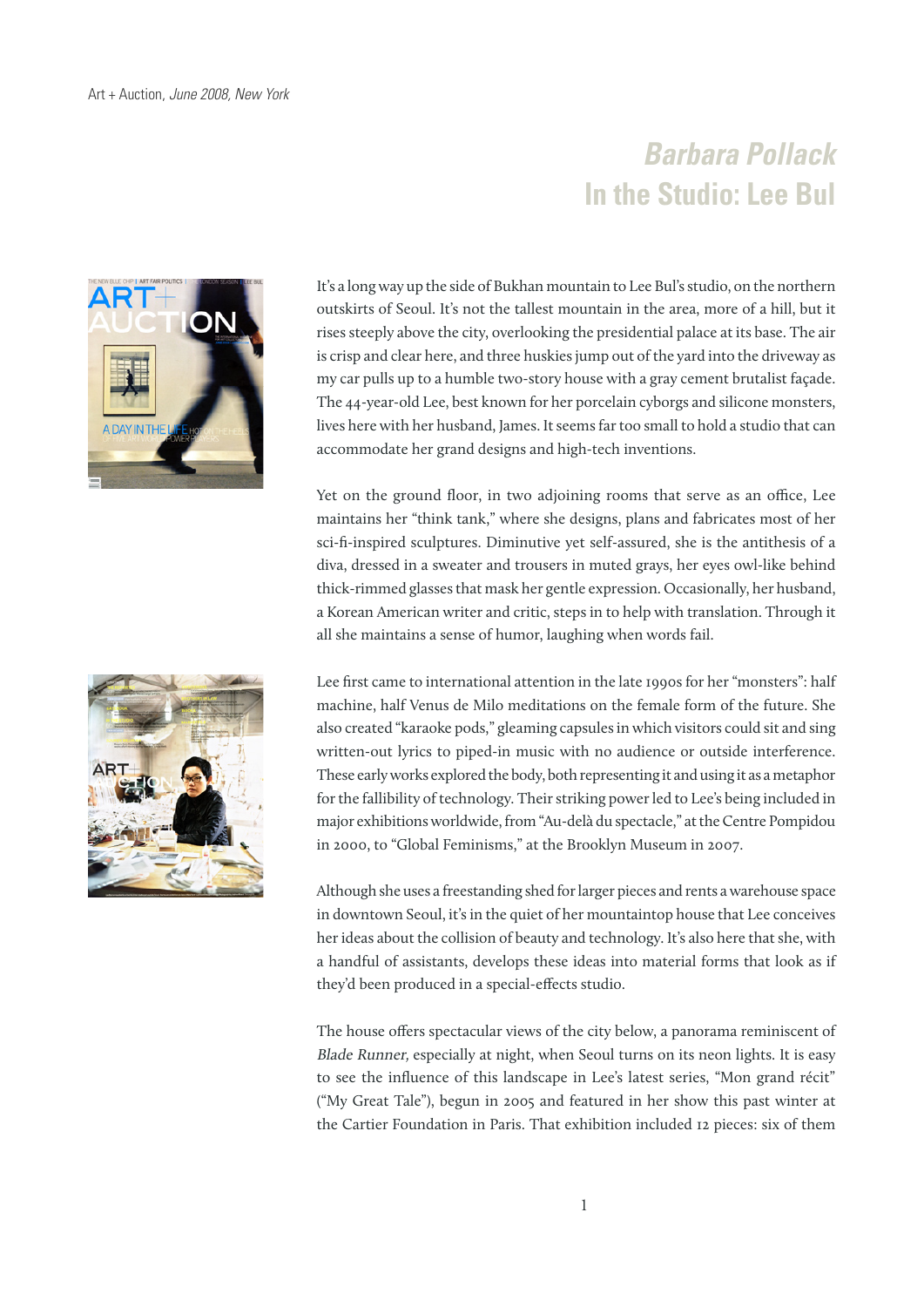Art + Auction, *June 2008, New York*

# *Barbara Pollack*
# In the Studio: Lee Bul

It's a long way up the side of Bukhan mountain to Lee Bul's studio, on the northern outskirts of Seoul. It's not the tallest mountain in the area, more of a hill, but it rises steeply above the city, overlooking the presidential palace at its base. The air is crisp and clear here, and three huskies jump out of the yard into the driveway as my car pulls up to a humble two-story house with a gray cement brutalist façade. The 44-year-old Lee, best known for her porcelain cyborgs and silicone monsters, lives here with her husband, James. It seems far too small to hold a studio that can accommodate her grand designs and high-tech inventions.

Yet on the ground floor, in two adjoining rooms that serve as an office, Lee maintains her "think tank," where she designs, plans and fabricates most of her sci-fi-inspired sculptures. Diminutive yet self-assured, she is the antithesis of a diva, dressed in a sweater and trousers in muted grays, her eyes owl-like behind thick-rimmed glasses that mask her gentle expression. Occasionally, her husband, a Korean American writer and critic, steps in to help with translation. Through it all she maintains a sense of humor, laughing when words fail.

Lee first came to international attention in the late 1990s for her "monsters": half machine, half Venus de Milo meditations on the female form of the future. She also created "karaoke pods," gleaming capsules in which visitors could sit and sing written-out lyrics to piped-in music with no audience or outside interference. These early works explored the body, both representing it and using it as a metaphor for the fallibility of technology. Their striking power led to Lee's being included in major exhibitions worldwide, from "Au-delà du spectacle," at the Centre Pompidou in 2000, to "Global Feminisms," at the Brooklyn Museum in 2007.

Although she uses a freestanding shed for larger pieces and rents a warehouse space in downtown Seoul, it's in the quiet of her mountaintop house that Lee conceives her ideas about the collision of beauty and technology. It's also here that she, with a handful of assistants, develops these ideas into material forms that look as if they'd been produced in a special-effects studio.

The house offers spectacular views of the city below, a panorama reminiscent of *Blade Runner,* especially at night, when Seoul turns on its neon lights. It is easy to see the influence of this landscape in Lee's latest series, "Mon grand récit" ("My Great Tale"), begun in 2005 and featured in her show this past winter at the Cartier Foundation in Paris. That exhibition included 12 pieces: six of them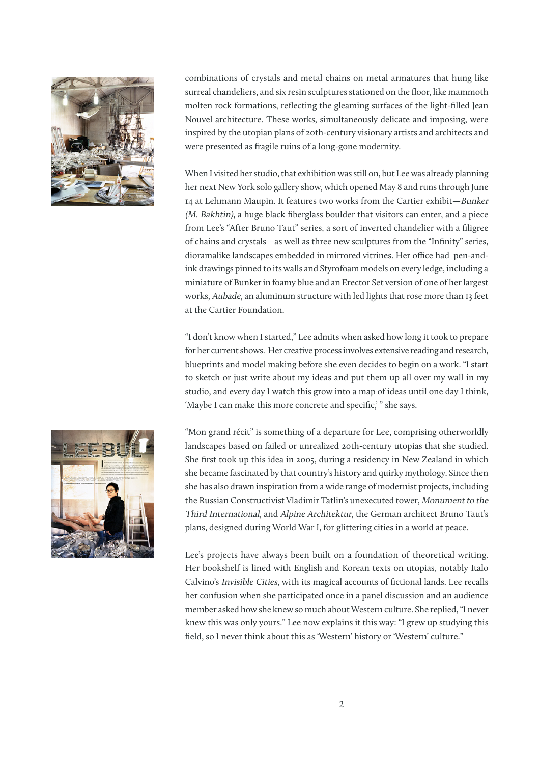combinations of crystals and metal chains on metal armatures that hung like surreal chandeliers, and six resin sculptures stationed on the floor, like mammoth molten rock formations, reflecting the gleaming surfaces of the light-filled Jean Nouvel architecture. These works, simultaneously delicate and imposing, were inspired by the utopian plans of 20th-century visionary artists and architects and were presented as fragile ruins of a long-gone modernity.

When I visited her studio, that exhibition was still on, but Lee was already planning her next New York solo gallery show, which opened May 8 and runs through June 14 at Lehmann Maupin. It features two works from the Cartier exhibit—*Bunker (M. Bakhtin),* a huge black fiberglass boulder that visitors can enter, and a piece from Lee's "After Bruno Taut" series, a sort of inverted chandelier with a filigree of chains and crystals—as well as three new sculptures from the "Infinity" series, dioramalike landscapes embedded in mirrored vitrines. Her office had pen-and-ink drawings pinned to its walls and Styrofoam models on every ledge, including a miniature of Bunker in foamy blue and an Erector Set version of one of her largest works, *Aubade,* an aluminum structure with led lights that rose more than 13 feet at the Cartier Foundation.

"I don't know when I started," Lee admits when asked how long it took to prepare for her current shows. Her creative process involves extensive reading and research, blueprints and model making before she even decides to begin on a work. "I start to sketch or just write about my ideas and put them up all over my wall in my studio, and every day I watch this grow into a map of ideas until one day I think, 'Maybe I can make this more concrete and specific,' " she says.

"Mon grand récit" is something of a departure for Lee, comprising otherworldly landscapes based on failed or unrealized 20th-century utopias that she studied. She first took up this idea in 2005, during a residency in New Zealand in which she became fascinated by that country's history and quirky mythology. Since then she has also drawn inspiration from a wide range of modernist projects, including the Russian Constructivist Vladimir Tatlin's unexecuted tower, *Monument to the Third International,* and *Alpine Architektur,* the German architect Bruno Taut's plans, designed during World War I, for glittering cities in a world at peace.

Lee's projects have always been built on a foundation of theoretical writing. Her bookshelf is lined with English and Korean texts on utopias, notably Italo Calvino's *Invisible Cities,* with its magical accounts of fictional lands. Lee recalls her confusion when she participated once in a panel discussion and an audience member asked how she knew so much about Western culture. She replied, "I never knew this was only yours." Lee now explains it this way: "I grew up studying this field, so I never think about this as 'Western' history or 'Western' culture."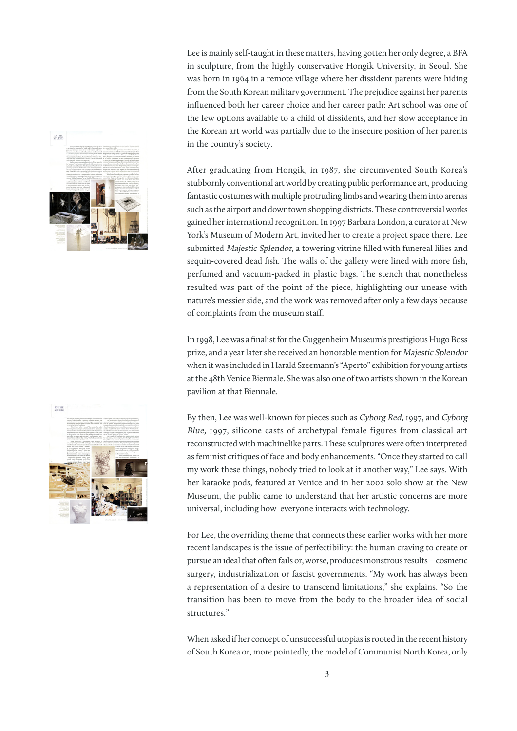Lee is mainly self-taught in these matters, having gotten her only degree, a BFA in sculpture, from the highly conservative Hongik University, in Seoul. She was born in 1964 in a remote village where her dissident parents were hiding from the South Korean military government. The prejudice against her parents influenced both her career choice and her career path: Art school was one of the few options available to a child of dissidents, and her slow acceptance in the Korean art world was partially due to the insecure position of her parents in the country's society.

After graduating from Hongik, in 1987, she circumvented South Korea's stubbornly conventional art world by creating public performance art, producing fantastic costumes with multiple protruding limbs and wearing them into arenas such as the airport and downtown shopping districts. These controversial works gained her international recognition. In 1997 Barbara London, a curator at New York's Museum of Modern Art, invited her to create a project space there. Lee submitted *Majestic Splendor,* a towering vitrine filled with funereal lilies and sequin-covered dead fish. The walls of the gallery were lined with more fish, perfumed and vacuum-packed in plastic bags. The stench that nonetheless resulted was part of the point of the piece, highlighting our unease with nature's messier side, and the work was removed after only a few days because of complaints from the museum staff.

In 1998, Lee was a finalist for the Guggenheim Museum's prestigious Hugo Boss prize, and a year later she received an honorable mention for *Majestic Splendor* when it was included in Harald Szeemann's "Aperto" exhibition for young artists at the 48th Venice Biennale. She was also one of two artists shown in the Korean pavilion at that Biennale.

By then, Lee was well-known for pieces such as *Cyborg Red,* 1997, and *Cyborg Blue,* 1997, silicone casts of archetypal female figures from classical art reconstructed with machinelike parts. These sculptures were often interpreted as feminist critiques of face and body enhancements. "Once they started to call my work these things, nobody tried to look at it another way," Lee says. With her karaoke pods, featured at Venice and in her 2002 solo show at the New Museum, the public came to understand that her artistic concerns are more universal, including how everyone interacts with technology.

For Lee, the overriding theme that connects these earlier works with her more recent landscapes is the issue of perfectibility: the human craving to create or pursue an ideal that often fails or, worse, produces monstrous results—cosmetic surgery, industrialization or fascist governments. "My work has always been a representation of a desire to transcend limitations," she explains. "So the transition has been to move from the body to the broader idea of social structures."

When asked if her concept of unsuccessful utopias is rooted in the recent history of South Korea or, more pointedly, the model of Communist North Korea, only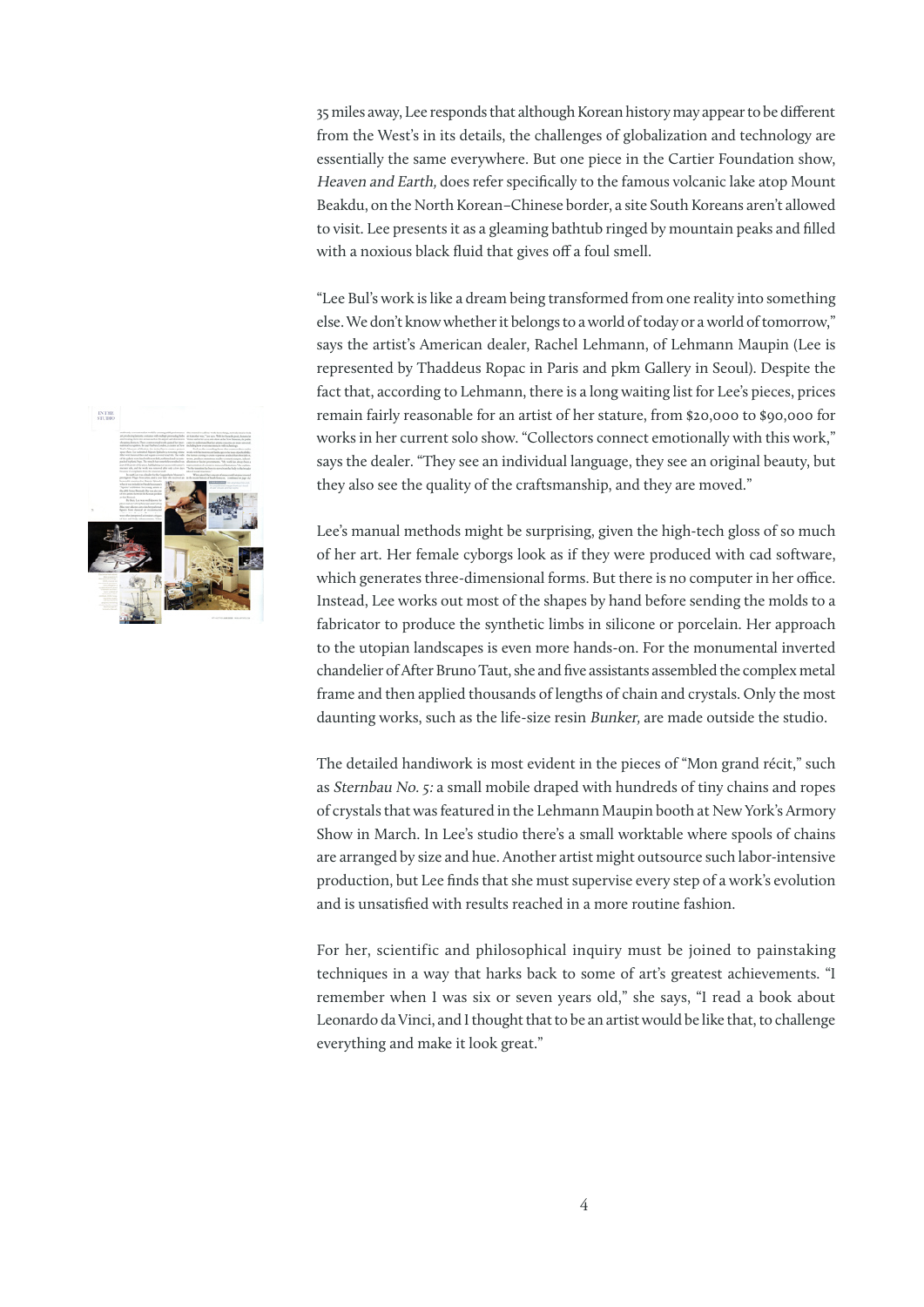35 miles away, Lee responds that although Korean history may appear to be different from the West's in its details, the challenges of globalization and technology are essentially the same everywhere. But one piece in the Cartier Foundation show, *Heaven and Earth,* does refer specifically to the famous volcanic lake atop Mount Beakdu, on the North Korean–Chinese border, a site South Koreans aren't allowed to visit. Lee presents it as a gleaming bathtub ringed by mountain peaks and filled with a noxious black fluid that gives off a foul smell.

"Lee Bul's work is like a dream being transformed from one reality into something else. We don't know whether it belongs to a world of today or a world of tomorrow," says the artist's American dealer, Rachel Lehmann, of Lehmann Maupin (Lee is represented by Thaddeus Ropac in Paris and pkm Gallery in Seoul). Despite the fact that, according to Lehmann, there is a long waiting list for Lee's pieces, prices remain fairly reasonable for an artist of her stature, from $20,000 to $90,000 for works in her current solo show. "Collectors connect emotionally with this work," says the dealer. "They see an individual language, they see an original beauty, but they also see the quality of the craftsmanship, and they are moved."

Lee's manual methods might be surprising, given the high-tech gloss of so much of her art. Her female cyborgs look as if they were produced with cad software, which generates three-dimensional forms. But there is no computer in her office. Instead, Lee works out most of the shapes by hand before sending the molds to a fabricator to produce the synthetic limbs in silicone or porcelain. Her approach to the utopian landscapes is even more hands-on. For the monumental inverted chandelier of After Bruno Taut, she and five assistants assembled the complex metal frame and then applied thousands of lengths of chain and crystals. Only the most daunting works, such as the life-size resin *Bunker,* are made outside the studio.

The detailed handiwork is most evident in the pieces of "Mon grand récit," such as *Sternbau No. 5:* a small mobile draped with hundreds of tiny chains and ropes of crystals that was featured in the Lehmann Maupin booth at New York's Armory Show in March. In Lee's studio there's a small worktable where spools of chains are arranged by size and hue. Another artist might outsource such labor-intensive production, but Lee finds that she must supervise every step of a work's evolution and is unsatisfied with results reached in a more routine fashion.

For her, scientific and philosophical inquiry must be joined to painstaking techniques in a way that harks back to some of art's greatest achievements. "I remember when I was six or seven years old," she says, "I read a book about Leonardo da Vinci, and I thought that to be an artist would be like that, to challenge everything and make it look great."